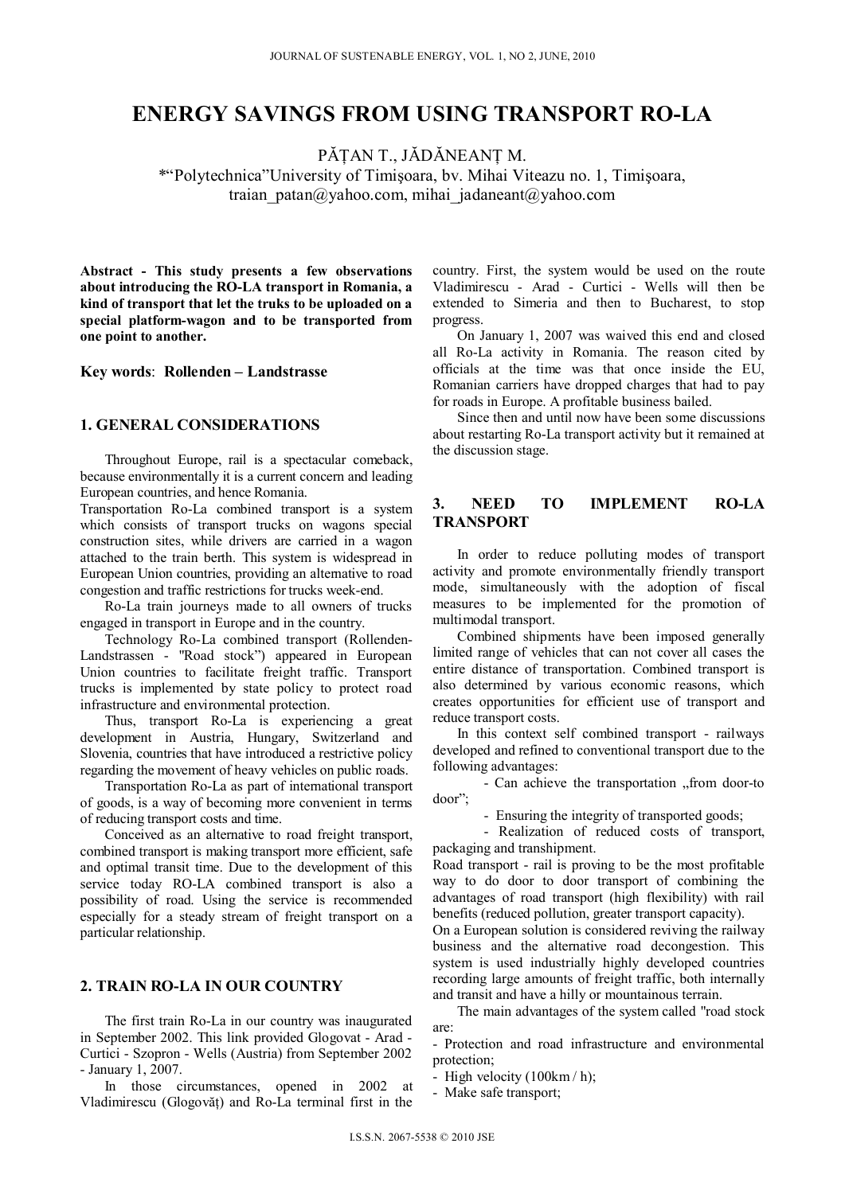# ENERGY SAVINGS FROM USING TRANSPORT RO-LA

PĂȚAN T., JĂDĂNEANȚ M.

*"Polytechnica"University of Timişoara, bv. Mihai Viteazu no. 1, Timişoara, traian_patan@yahoo.com, mihai_jadaneant@yahoo.com

**Abstract - This study presents a few observations about introducing the RO-LA transport in Romania, a kind of transport that let the truks to be uploaded on a special platform-wagon and to be transported from one point to another.**

**Key words**: **Rollenden – Landstrasse**

## 1. GENERAL CONSIDERATIONS

Throughout Europe, rail is a spectacular comeback, because environmentally it is a current concern and leading European countries, and hence Romania.

Transportation Ro-La combined transport is a system which consists of transport trucks on wagons special construction sites, while drivers are carried in a wagon attached to the train berth. This system is widespread in European Union countries, providing an alternative to road congestion and traffic restrictions for trucks week-end.

Ro-La train journeys made to all owners of trucks engaged in transport in Europe and in the country.

Technology Ro-La combined transport (Rollenden-Landstrassen - "Road stock") appeared in European Union countries to facilitate freight traffic. Transport trucks is implemented by state policy to protect road infrastructure and environmental protection.

Thus, transport Ro-La is experiencing a great development in Austria, Hungary, Switzerland and Slovenia, countries that have introduced a restrictive policy regarding the movement of heavy vehicles on public roads.

Transportation Ro-La as part of international transport of goods, is a way of becoming more convenient in terms of reducing transport costs and time.

Conceived as an alternative to road freight transport, combined transport is making transport more efficient, safe and optimal transit time. Due to the development of this service today RO-LA combined transport is also a possibility of road. Using the service is recommended especially for a steady stream of freight transport on a particular relationship.

## 2. TRAIN RO-LA IN OUR COUNTRY

The first train Ro-La in our country was inaugurated in September 2002. This link provided Glogovat - Arad - Curtici - Szopron - Wells (Austria) from September 2002 - January 1, 2007.

In those circumstances, opened in 2002 at Vladimirescu (Glogovăț) and Ro-La terminal first in the country. First, the system would be used on the route Vladimirescu - Arad - Curtici - Wells will then be extended to Simeria and then to Bucharest, to stop progress.

On January 1, 2007 was waived this end and closed all Ro-La activity in Romania. The reason cited by officials at the time was that once inside the EU, Romanian carriers have dropped charges that had to pay for roads in Europe. A profitable business bailed.

Since then and until now have been some discussions about restarting Ro-La transport activity but it remained at the discussion stage.

## 3. NEED TO IMPLEMENT RO-LA TRANSPORT

In order to reduce polluting modes of transport activity and promote environmentally friendly transport mode, simultaneously with the adoption of fiscal measures to be implemented for the promotion of multimodal transport.

Combined shipments have been imposed generally limited range of vehicles that can not cover all cases the entire distance of transportation. Combined transport is also determined by various economic reasons, which creates opportunities for efficient use of transport and reduce transport costs.

In this context self combined transport - railways developed and refined to conventional transport due to the following advantages:

- Can achieve the transportation „from door-to door";
- Ensuring the integrity of transported goods;
- Realization of reduced costs of transport, packaging and transhipment.

Road transport - rail is proving to be the most profitable way to do door to door transport of combining the advantages of road transport (high flexibility) with rail benefits (reduced pollution, greater transport capacity).

On a European solution is considered reviving the railway business and the alternative road decongestion. This system is used industrially highly developed countries recording large amounts of freight traffic, both internally and transit and have a hilly or mountainous terrain.

The main advantages of the system called "road stock are:

- Protection and road infrastructure and environmental protection;
- High velocity (100km / h);
- Make safe transport;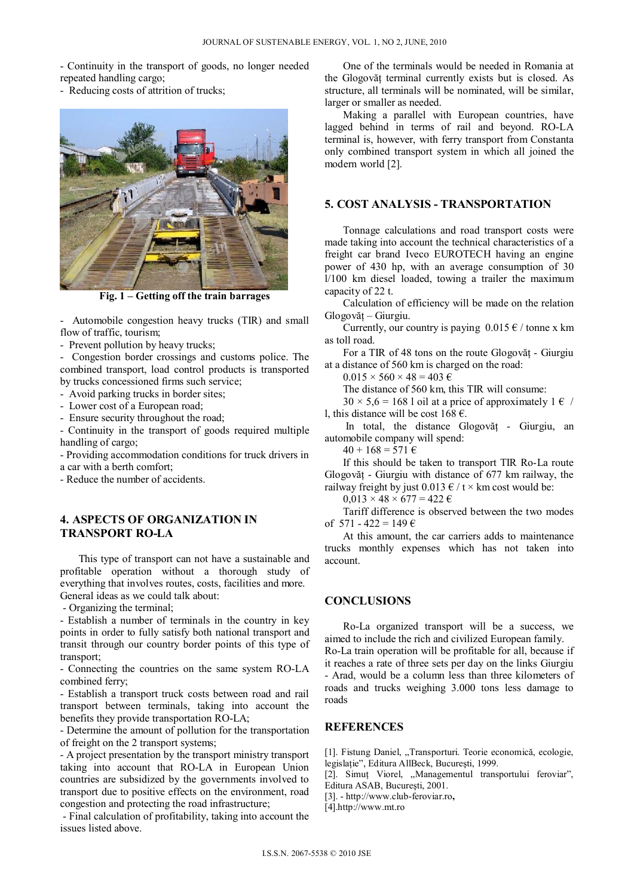- Continuity in the transport of goods, no longer needed repeated handling cargo;
- Reducing costs of attrition of trucks;

Fig. 1 – Getting off the train barrages

- Automobile congestion heavy trucks (TIR) and small flow of traffic, tourism;
- Prevent pollution by heavy trucks;
- Congestion border crossings and customs police. The combined transport, load control products is transported by trucks concessioned firms such service;
- Avoid parking trucks in border sites;
- Lower cost of a European road;
- Ensure security throughout the road;
- Continuity in the transport of goods required multiple handling of cargo;
- Providing accommodation conditions for truck drivers in a car with a berth comfort;
- Reduce the number of accidents.

## 4. ASPECTS OF ORGANIZATION IN TRANSPORT RO-LA

This type of transport can not have a sustainable and profitable operation without a thorough study of everything that involves routes, costs, facilities and more.
General ideas as we could talk about:

- Organizing the terminal;
- Establish a number of terminals in the country in key points in order to fully satisfy both national transport and transit through our country border points of this type of transport;
- Connecting the countries on the same system RO-LA combined ferry;
- Establish a transport truck costs between road and rail transport between terminals, taking into account the benefits they provide transportation RO-LA;
- Determine the amount of pollution for the transportation of freight on the 2 transport systems;
- A project presentation by the transport ministry transport taking into account that RO-LA in European Union countries are subsidized by the governments involved to transport due to positive effects on the environment, road congestion and protecting the road infrastructure;
- Final calculation of profitability, taking into account the issues listed above.

One of the terminals would be needed in Romania at the Glogovăţ terminal currently exists but is closed. As structure, all terminals will be nominated, will be similar, larger or smaller as needed.

Making a parallel with European countries, have lagged behind in terms of rail and beyond. RO-LA terminal is, however, with ferry transport from Constanta only combined transport system in which all joined the modern world [2].

## 5. COST ANALYSIS - TRANSPORTATION

Tonnage calculations and road transport costs were made taking into account the technical characteristics of a freight car brand Iveco EUROTECH having an engine power of 430 hp, with an average consumption of 30 l/100 km diesel loaded, towing a trailer the maximum capacity of 22 t.

Calculation of efficiency will be made on the relation Glogovăţ – Giurgiu.

Currently, our country is paying 0.015 € / tonne x km as toll road.

For a TIR of 48 tons on the route Glogovăţ - Giurgiu at a distance of 560 km is charged on the road:

$0.015 \times 560 \times 48 = 403$ €

The distance of 560 km, this TIR will consume:

$30 \times 5{,}6 = 168$ l oil at a price of approximately 1 € / l, this distance will be cost 168 €.

In total, the distance Glogovăţ - Giurgiu, an automobile company will spend:

$40 + 168 = 571$ €

If this should be taken to transport TIR Ro-La route Glogovăţ - Giurgiu with distance of 677 km railway, the railway freight by just 0.013 € / t × km cost would be:

$0{,}013 \times 48 \times 677 = 422$ €

Tariff difference is observed between the two modes of $571 - 422 = 149$ €

At this amount, the car carriers adds to maintenance trucks monthly expenses which has not taken into account.

## CONCLUSIONS

Ro-La organized transport will be a success, we aimed to include the rich and civilized European family.
Ro-La train operation will be profitable for all, because if it reaches a rate of three sets per day on the links Giurgiu - Arad, would be a column less than three kilometers of roads and trucks weighing 3.000 tons less damage to roads

## REFERENCES

[1]. Fistung Daniel, „Transporturi. Teorie economică, ecologie, legislaţie", Editura AllBeck, Bucureşti, 1999.

[2]. Simuţ Viorel, „Managementul transportului feroviar", Editura ASAB, Bucureşti, 2001.

[3]. - http://www.club-feroviar.ro,

[4].http://www.mt.ro